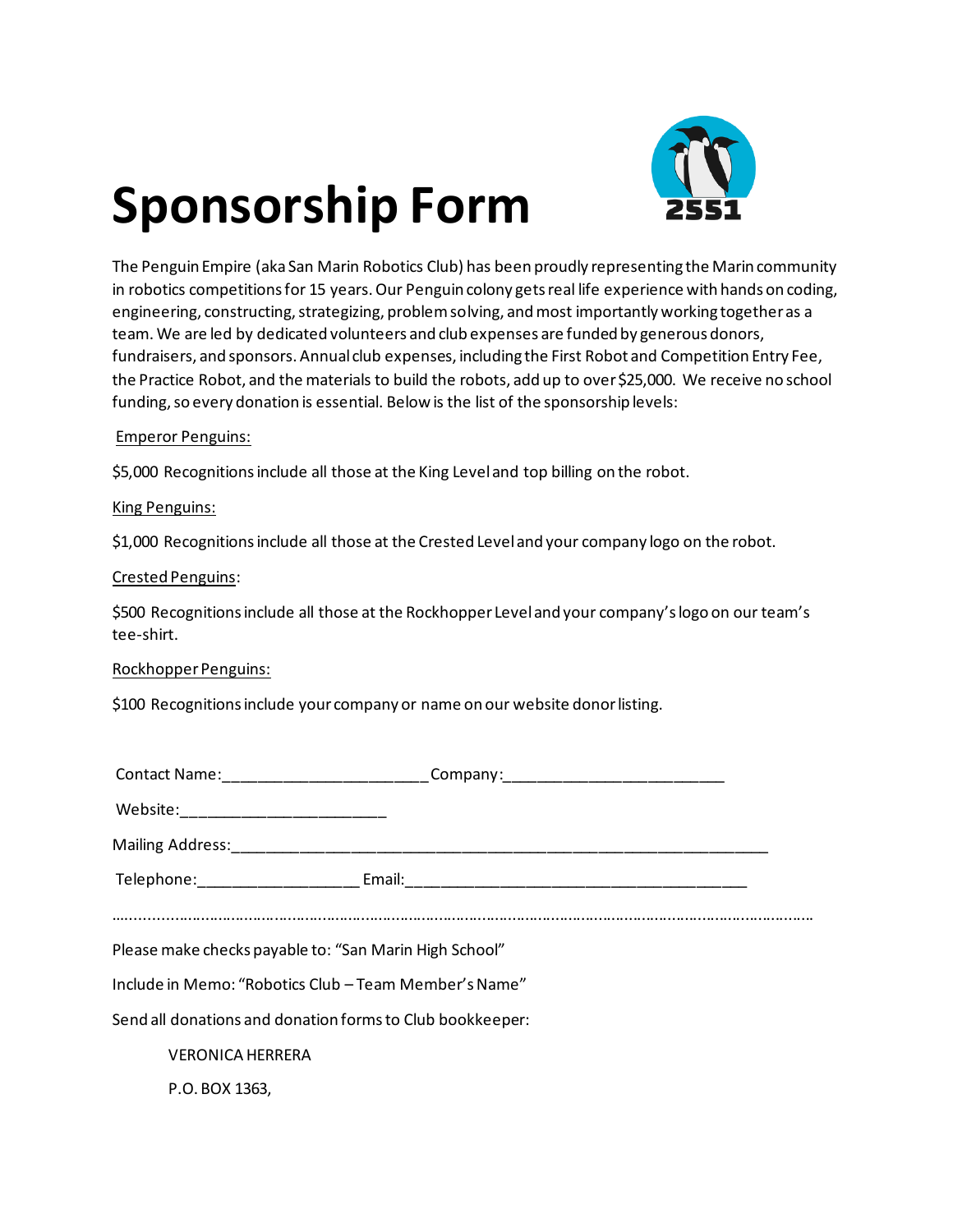# Sponsorship Form

The Penguin Empire (aka San Marin Robotics Club) has been proudly representing the Marin community in robotics competitions for 15 years. Our Penguin colony gets real life experience with hands on coding, engineering, constructing, strategizing, problem solving, and most importantly working together as a team. We are led by dedicated volunteers and club expenses are funded by generous donors, fundraisers, and sponsors. Annual club expenses, including the First Robot and Competition Entry Fee, the Practice Robot, and the materials to build the robots, add up to over $25,000. We receive no school funding, so every donation is essential. Below is the list of the sponsorship levels:

Emperor Penguins:

$5,000 Recognitions include all those at the King Level and top billing on the robot.

King Penguins:

$1,000 Recognitions include all those at the Crested Level and your company logo on the robot.

Crested Penguins:

$500 Recognitions include all those at the Rockhopper Level and your company's logo on our team's tee-shirt.

Rockhopper Penguins:

$100 Recognitions include your company or name on our website donor listing.

Contact Name:______________________ Company:________________________

Website:______________________

Mailing Address:___________________________________________________________

Telephone:_________________ Email:_____________________________________

……………………………………………………………………………………………………………………………………

Please make checks payable to: "San Marin High School"

Include in Memo: "Robotics Club – Team Member's Name"

Send all donations and donation forms to Club bookkeeper:

VERONICA HERRERA

P.O. BOX 1363,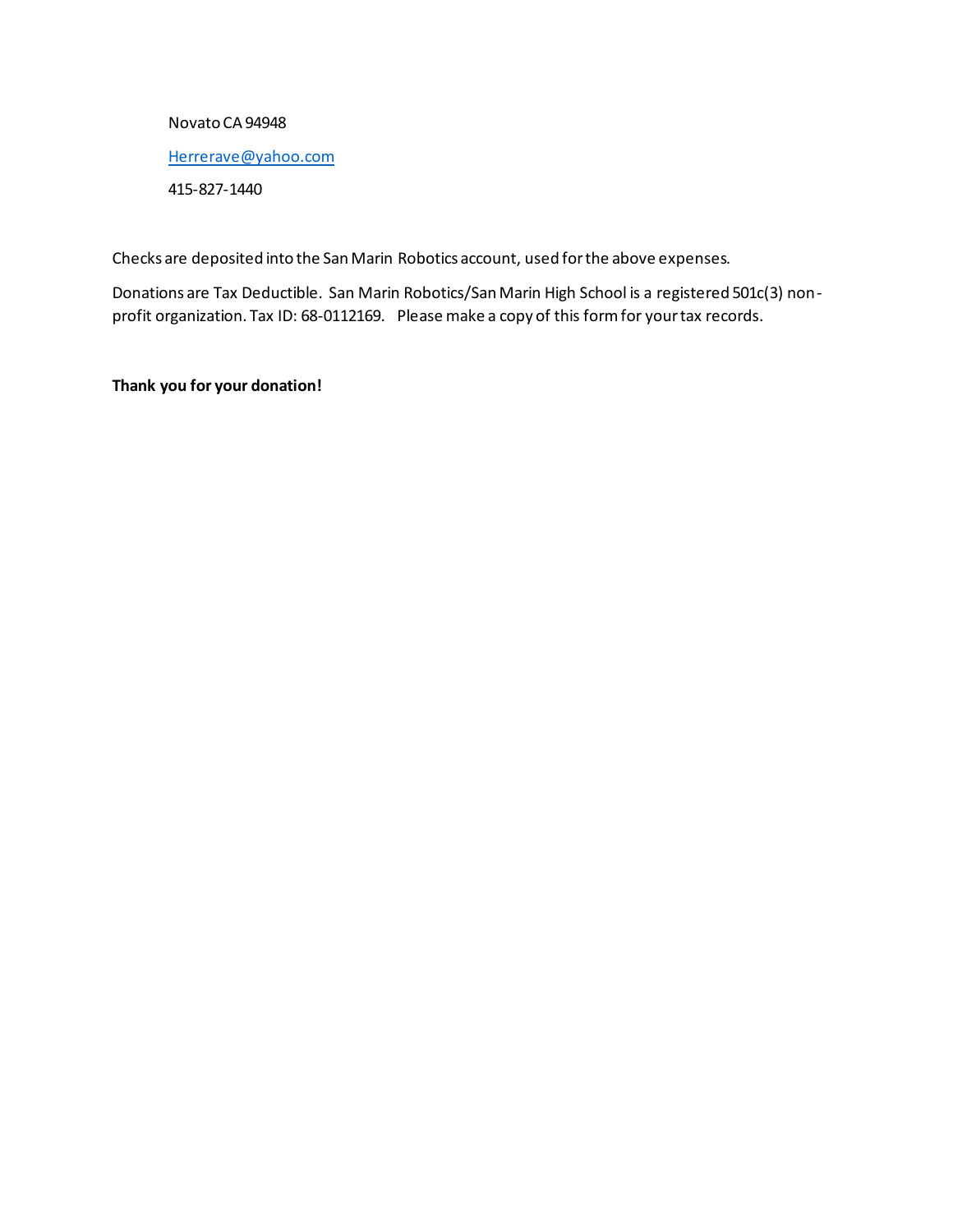Novato CA 94948

Herrerave@yahoo.com

415-827-1440

Checks are deposited into the San Marin Robotics account, used for the above expenses.

Donations are Tax Deductible. San Marin Robotics/San Marin High School is a registered 501c(3) non-profit organization. Tax ID: 68-0112169. Please make a copy of this form for your tax records.

**Thank you for your donation!**